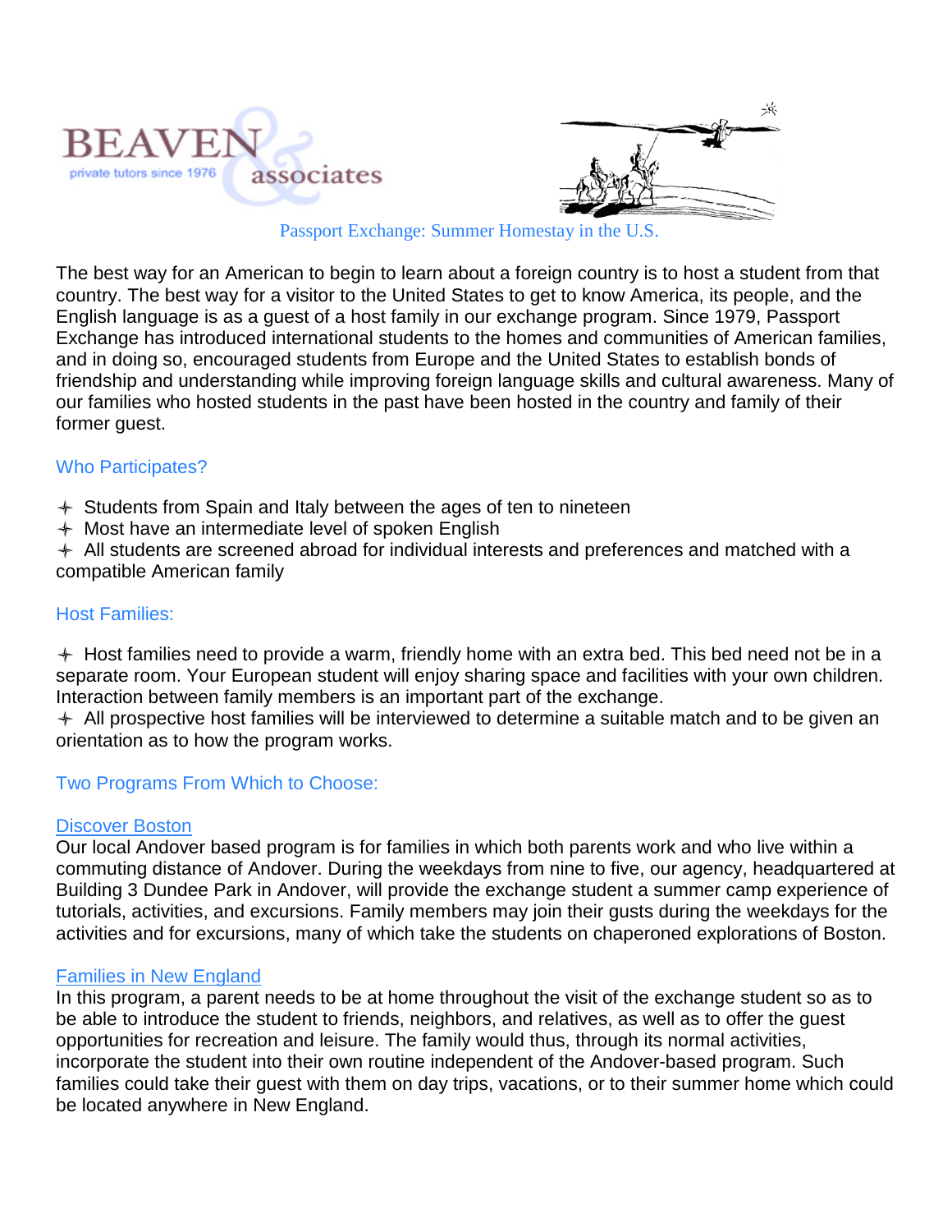BEAVEN & associates
private tutors since 1976

Passport Exchange: Summer Homestay in the U.S.

The best way for an American to begin to learn about a foreign country is to host a student from that country. The best way for a visitor to the United States to get to know America, its people, and the English language is as a guest of a host family in our exchange program. Since 1979, Passport Exchange has introduced international students to the homes and communities of American families, and in doing so, encouraged students from Europe and the United States to establish bonds of friendship and understanding while improving foreign language skills and cultural awareness. Many of our families who hosted students in the past have been hosted in the country and family of their former guest.

## Who Participates?

- Students from Spain and Italy between the ages of ten to nineteen
- Most have an intermediate level of spoken English
- All students are screened abroad for individual interests and preferences and matched with a compatible American family

## Host Families:

- Host families need to provide a warm, friendly home with an extra bed. This bed need not be in a separate room. Your European student will enjoy sharing space and facilities with your own children. Interaction between family members is an important part of the exchange.
- All prospective host families will be interviewed to determine a suitable match and to be given an orientation as to how the program works.

## Two Programs From Which to Choose:

### Discover Boston

Our local Andover based program is for families in which both parents work and who live within a commuting distance of Andover. During the weekdays from nine to five, our agency, headquartered at Building 3 Dundee Park in Andover, will provide the exchange student a summer camp experience of tutorials, activities, and excursions. Family members may join their gusts during the weekdays for the activities and for excursions, many of which take the students on chaperoned explorations of Boston.

### Families in New England

In this program, a parent needs to be at home throughout the visit of the exchange student so as to be able to introduce the student to friends, neighbors, and relatives, as well as to offer the guest opportunities for recreation and leisure. The family would thus, through its normal activities, incorporate the student into their own routine independent of the Andover-based program. Such families could take their guest with them on day trips, vacations, or to their summer home which could be located anywhere in New England.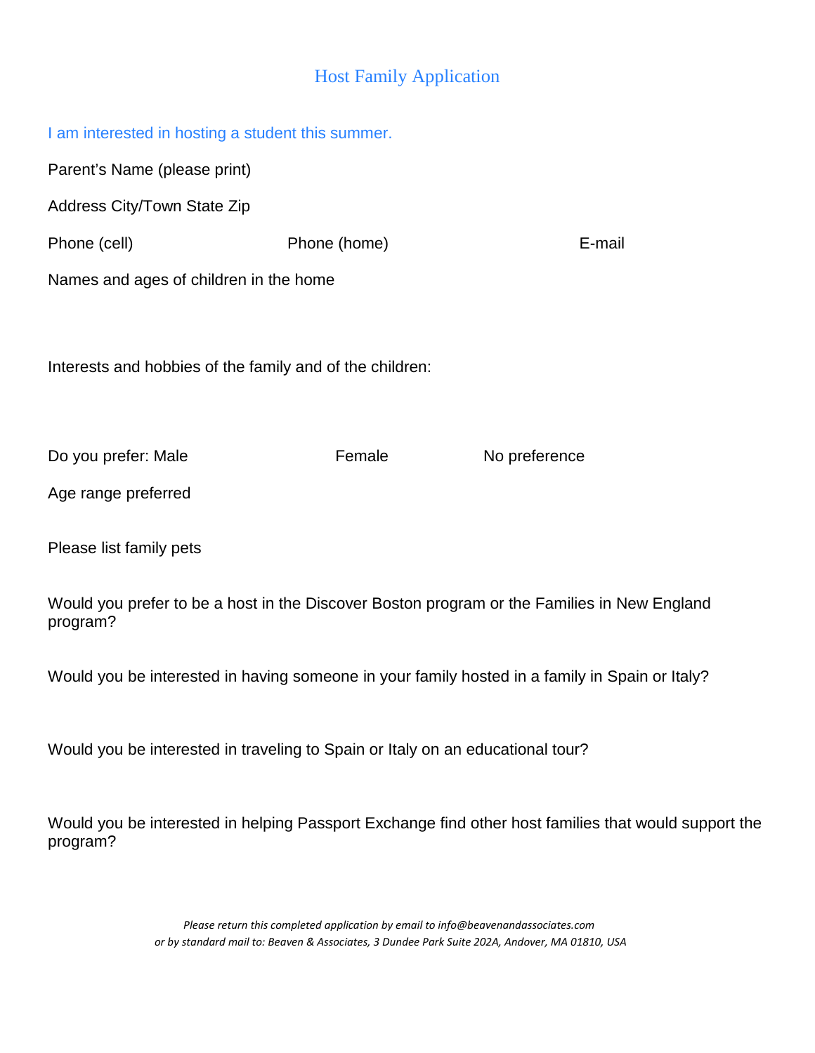# Host Family Application

I am interested in hosting a student this summer.

Parent's Name (please print)

Address City/Town State Zip

Phone (cell) Phone (home) E-mail

Names and ages of children in the home

Interests and hobbies of the family and of the children:

Do you prefer: Male Female No preference

Age range preferred

Please list family pets

Would you prefer to be a host in the Discover Boston program or the Families in New England program?

Would you be interested in having someone in your family hosted in a family in Spain or Italy?

Would you be interested in traveling to Spain or Italy on an educational tour?

Would you be interested in helping Passport Exchange find other host families that would support the program?

*Please return this completed application by email to info@beavenandassociates.com*
*or by standard mail to: Beaven & Associates, 3 Dundee Park Suite 202A, Andover, MA 01810, USA*